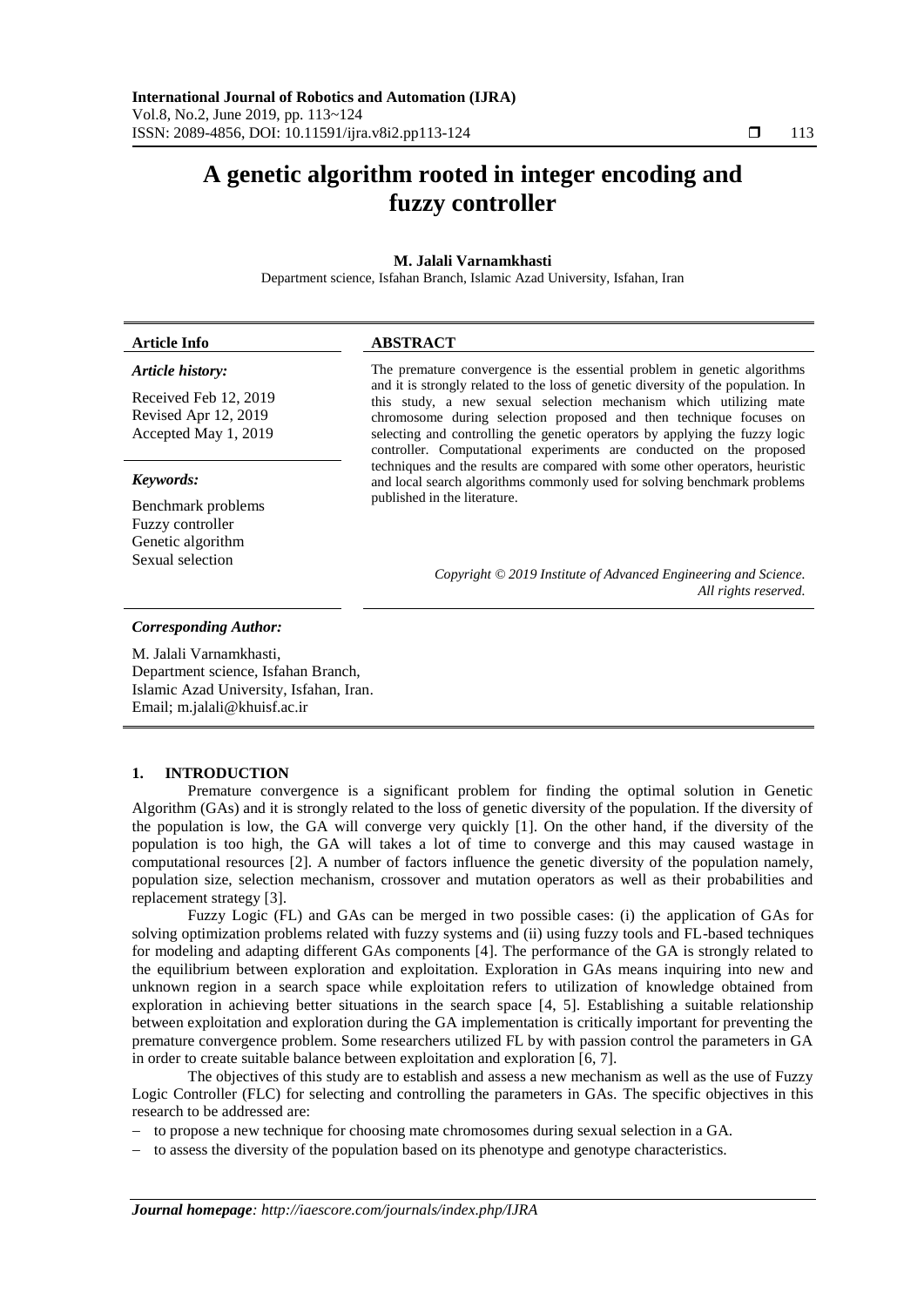# A genetic algorithm rooted in integer encoding and fuzzy controller

**M. Jalali Varnamkhasti**

Department science, Isfahan Branch, Islamic Azad University, Isfahan, Iran

**Article Info**

*Article history:*

Received Feb 12, 2019
Revised Apr 12, 2019
Accepted May 1, 2019

*Keywords:*

Benchmark problems
Fuzzy controller
Genetic algorithm
Sexual selection

**ABSTRACT**

The premature convergence is the essential problem in genetic algorithms and it is strongly related to the loss of genetic diversity of the population. In this study, a new sexual selection mechanism which utilizing mate chromosome during selection proposed and then technique focuses on selecting and controlling the genetic operators by applying the fuzzy logic controller. Computational experiments are conducted on the proposed techniques and the results are compared with some other operators, heuristic and local search algorithms commonly used for solving benchmark problems published in the literature.

*Copyright © 2019 Institute of Advanced Engineering and Science. All rights reserved.*

***Corresponding Author:***

M. Jalali Varnamkhasti,
Department science, Isfahan Branch,
Islamic Azad University, Isfahan, Iran.
Email; m.jalali@khuisf.ac.ir

## 1. INTRODUCTION

Premature convergence is a significant problem for finding the optimal solution in Genetic Algorithm (GAs) and it is strongly related to the loss of genetic diversity of the population. If the diversity of the population is low, the GA will converge very quickly [1]. On the other hand, if the diversity of the population is too high, the GA will takes a lot of time to converge and this may caused wastage in computational resources [2]. A number of factors influence the genetic diversity of the population namely, population size, selection mechanism, crossover and mutation operators as well as their probabilities and replacement strategy [3].

Fuzzy Logic (FL) and GAs can be merged in two possible cases: (i) the application of GAs for solving optimization problems related with fuzzy systems and (ii) using fuzzy tools and FL-based techniques for modeling and adapting different GAs components [4]. The performance of the GA is strongly related to the equilibrium between exploration and exploitation. Exploration in GAs means inquiring into new and unknown region in a search space while exploitation refers to utilization of knowledge obtained from exploration in achieving better situations in the search space [4, 5]. Establishing a suitable relationship between exploitation and exploration during the GA implementation is critically important for preventing the premature convergence problem. Some researchers utilized FL by with passion control the parameters in GA in order to create suitable balance between exploitation and exploration [6, 7].

The objectives of this study are to establish and assess a new mechanism as well as the use of Fuzzy Logic Controller (FLC) for selecting and controlling the parameters in GAs. The specific objectives in this research to be addressed are:

- to propose a new technique for choosing mate chromosomes during sexual selection in a GA.
- to assess the diversity of the population based on its phenotype and genotype characteristics.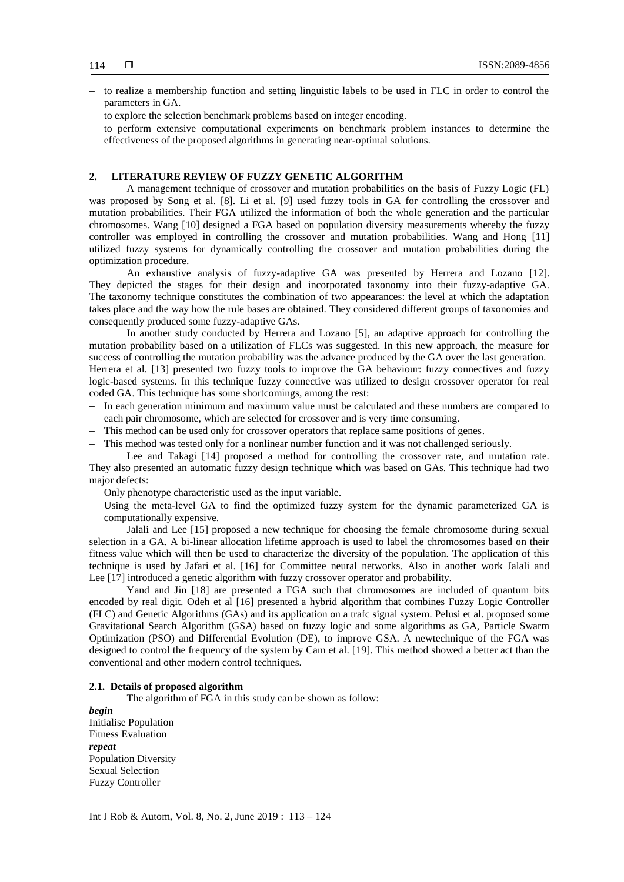- to realize a membership function and setting linguistic labels to be used in FLC in order to control the parameters in GA.
- to explore the selection benchmark problems based on integer encoding.
- to perform extensive computational experiments on benchmark problem instances to determine the effectiveness of the proposed algorithms in generating near-optimal solutions.

## 2. LITERATURE REVIEW OF FUZZY GENETIC ALGORITHM

A management technique of crossover and mutation probabilities on the basis of Fuzzy Logic (FL) was proposed by Song et al. [8]. Li et al. [9] used fuzzy tools in GA for controlling the crossover and mutation probabilities. Their FGA utilized the information of both the whole generation and the particular chromosomes. Wang [10] designed a FGA based on population diversity measurements whereby the fuzzy controller was employed in controlling the crossover and mutation probabilities. Wang and Hong [11] utilized fuzzy systems for dynamically controlling the crossover and mutation probabilities during the optimization procedure.

An exhaustive analysis of fuzzy-adaptive GA was presented by Herrera and Lozano [12]. They depicted the stages for their design and incorporated taxonomy into their fuzzy-adaptive GA. The taxonomy technique constitutes the combination of two appearances: the level at which the adaptation takes place and the way how the rule bases are obtained. They considered different groups of taxonomies and consequently produced some fuzzy-adaptive GAs.

In another study conducted by Herrera and Lozano [5], an adaptive approach for controlling the mutation probability based on a utilization of FLCs was suggested. In this new approach, the measure for success of controlling the mutation probability was the advance produced by the GA over the last generation. Herrera et al. [13] presented two fuzzy tools to improve the GA behaviour: fuzzy connectives and fuzzy logic-based systems. In this technique fuzzy connective was utilized to design crossover operator for real coded GA. This technique has some shortcomings, among the rest:

- In each generation minimum and maximum value must be calculated and these numbers are compared to each pair chromosome, which are selected for crossover and is very time consuming.
- This method can be used only for crossover operators that replace same positions of genes.
- This method was tested only for a nonlinear number function and it was not challenged seriously.

Lee and Takagi [14] proposed a method for controlling the crossover rate, and mutation rate. They also presented an automatic fuzzy design technique which was based on GAs. This technique had two major defects:

- Only phenotype characteristic used as the input variable.
- Using the meta-level GA to find the optimized fuzzy system for the dynamic parameterized GA is computationally expensive.

Jalali and Lee [15] proposed a new technique for choosing the female chromosome during sexual selection in a GA. A bi-linear allocation lifetime approach is used to label the chromosomes based on their fitness value which will then be used to characterize the diversity of the population. The application of this technique is used by Jafari et al. [16] for Committee neural networks. Also in another work Jalali and Lee [17] introduced a genetic algorithm with fuzzy crossover operator and probability.

Yand and Jin [18] are presented a FGA such that chromosomes are included of quantum bits encoded by real digit. Odeh et al [16] presented a hybrid algorithm that combines Fuzzy Logic Controller (FLC) and Genetic Algorithms (GAs) and its application on a trafc signal system. Pelusi et al. proposed some Gravitational Search Algorithm (GSA) based on fuzzy logic and some algorithms as GA, Particle Swarm Optimization (PSO) and Differential Evolution (DE), to improve GSA. A newtechnique of the FGA was designed to control the frequency of the system by Cam et al. [19]. This method showed a better act than the conventional and other modern control techniques.

### 2.1. Details of proposed algorithm

The algorithm of FGA in this study can be shown as follow:

***begin***
Initialise Population
Fitness Evaluation
***repeat***
Population Diversity
Sexual Selection
Fuzzy Controller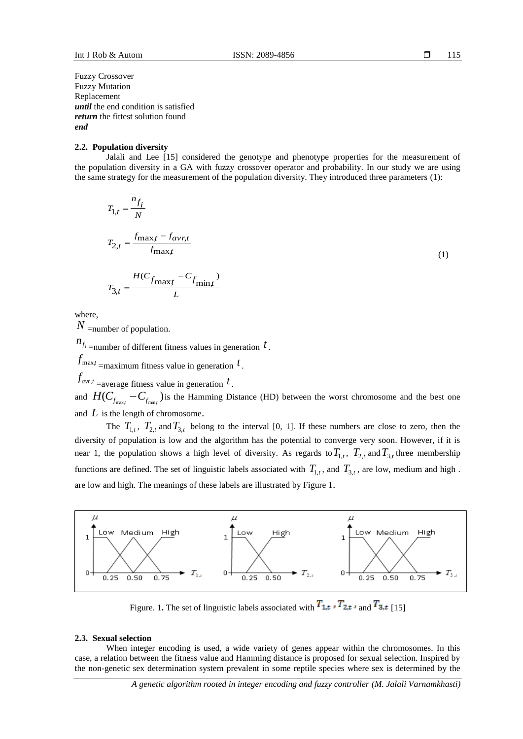Fuzzy Crossover
Fuzzy Mutation
Replacement
***until*** the end condition is satisfied
***return*** the fittest solution found
***end***

### 2.2. Population diversity

Jalali and Lee [15] considered the genotype and phenotype properties for the measurement of the population diversity in a GA with fuzzy crossover operator and probability. In our study we are using the same strategy for the measurement of the population diversity. They introduced three parameters (1):

$$
\begin{aligned}
T_{1,t} &= \frac{n_{f_i}}{N} \\
T_{2,t} &= \frac{f_{\max,t} - f_{avr,t}}{f_{\max,t}} \\
T_{3,t} &= \frac{H(C_{f_{\max,t}} - C_{f_{\min,t}})}{L}
\end{aligned}
\tag{1}
$$

where,

$N$ =number of population.

$n_{f_i}$ =number of different fitness values in generation $t$.

$f_{\max t}$ =maximum fitness value in generation $t$.

$f_{avr,t}$ =average fitness value in generation $t$.

and $H(C_{f_{\max t}} - C_{f_{\min t}})$ is the Hamming Distance (HD) between the worst chromosome and the best one and $L$ is the length of chromosome.

The $T_{1,t}$, $T_{2,t}$ and $T_{3,t}$ belong to the interval [0, 1]. If these numbers are close to zero, then the diversity of population is low and the algorithm has the potential to converge very soon. However, if it is near 1, the population shows a high level of diversity. As regards to $T_{1,t}$, $T_{2,t}$ and $T_{3,t}$ three membership functions are defined. The set of linguistic labels associated with $T_{1,t}$, and $T_{3,t}$, are low, medium and high . are low and high. The meanings of these labels are illustrated by Figure 1.

Figure. 1. The set of linguistic labels associated with $T_{1,t}$, $T_{2,t}$ and $T_{3,t}$ [15]

### 2.3. Sexual selection

When integer encoding is used, a wide variety of genes appear within the chromosomes. In this case, a relation between the fitness value and Hamming distance is proposed for sexual selection. Inspired by the non-genetic sex determination system prevalent in some reptile species where sex is determined by the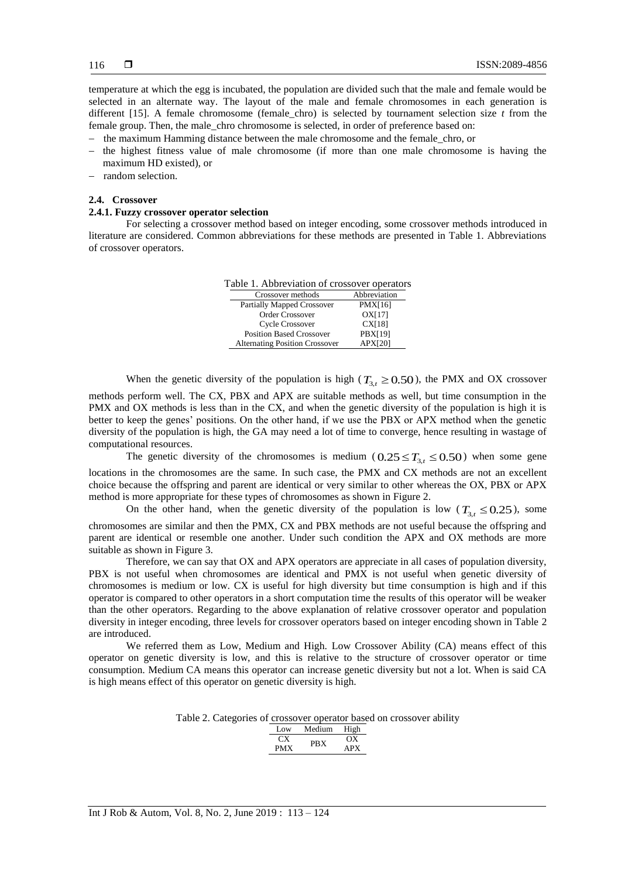temperature at which the egg is incubated, the population are divided such that the male and female would be selected in an alternate way. The layout of the male and female chromosomes in each generation is different [15]. A female chromosome (female_chro) is selected by tournament selection size *t* from the female group. Then, the male_chro chromosome is selected, in order of preference based on:

- the maximum Hamming distance between the male chromosome and the female_chro, or
- the highest fitness value of male chromosome (if more than one male chromosome is having the maximum HD existed), or
- random selection.

### 2.4. Crossover

#### 2.4.1. Fuzzy crossover operator selection

For selecting a crossover method based on integer encoding, some crossover methods introduced in literature are considered. Common abbreviations for these methods are presented in Table 1. Abbreviations of crossover operators.

Table 1. Abbreviation of crossover operators

| Crossover methods | Abbreviation |
|---|---|
| Partially Mapped Crossover | PMX[16] |
| Order Crossover | OX[17] |
| Cycle Crossover | CX[18] |
| Position Based Crossover | PBX[19] |
| Alternating Position Crossover | APX[20] |

When the genetic diversity of the population is high ($T_{3,t} \geq 0.50$), the PMX and OX crossover methods perform well. The CX, PBX and APX are suitable methods as well, but time consumption in the PMX and OX methods is less than in the CX, and when the genetic diversity of the population is high it is better to keep the genes' positions. On the other hand, if we use the PBX or APX method when the genetic diversity of the population is high, the GA may need a lot of time to converge, hence resulting in wastage of computational resources.

The genetic diversity of the chromosomes is medium ($0.25 \leq T_{3,t} \leq 0.50$) when some gene locations in the chromosomes are the same. In such case, the PMX and CX methods are not an excellent choice because the offspring and parent are identical or very similar to other whereas the OX, PBX or APX method is more appropriate for these types of chromosomes as shown in Figure 2.

On the other hand, when the genetic diversity of the population is low ($T_{3,t} \leq 0.25$), some chromosomes are similar and then the PMX, CX and PBX methods are not useful because the offspring and parent are identical or resemble one another. Under such condition the APX and OX methods are more suitable as shown in Figure 3.

Therefore, we can say that OX and APX operators are appreciate in all cases of population diversity, PBX is not useful when chromosomes are identical and PMX is not useful when genetic diversity of chromosomes is medium or low. CX is useful for high diversity but time consumption is high and if this operator is compared to other operators in a short computation time the results of this operator will be weaker than the other operators. Regarding to the above explanation of relative crossover operator and population diversity in integer encoding, three levels for crossover operators based on integer encoding shown in Table 2 are introduced.

We referred them as Low, Medium and High. Low Crossover Ability (CA) means effect of this operator on genetic diversity is low, and this is relative to the structure of crossover operator or time consumption. Medium CA means this operator can increase genetic diversity but not a lot. When is said CA is high means effect of this operator on genetic diversity is high.

Table 2. Categories of crossover operator based on crossover ability

| Low | Medium | High |
|---|---|---|
| CX<br>PMX | PBX | OX<br>APX |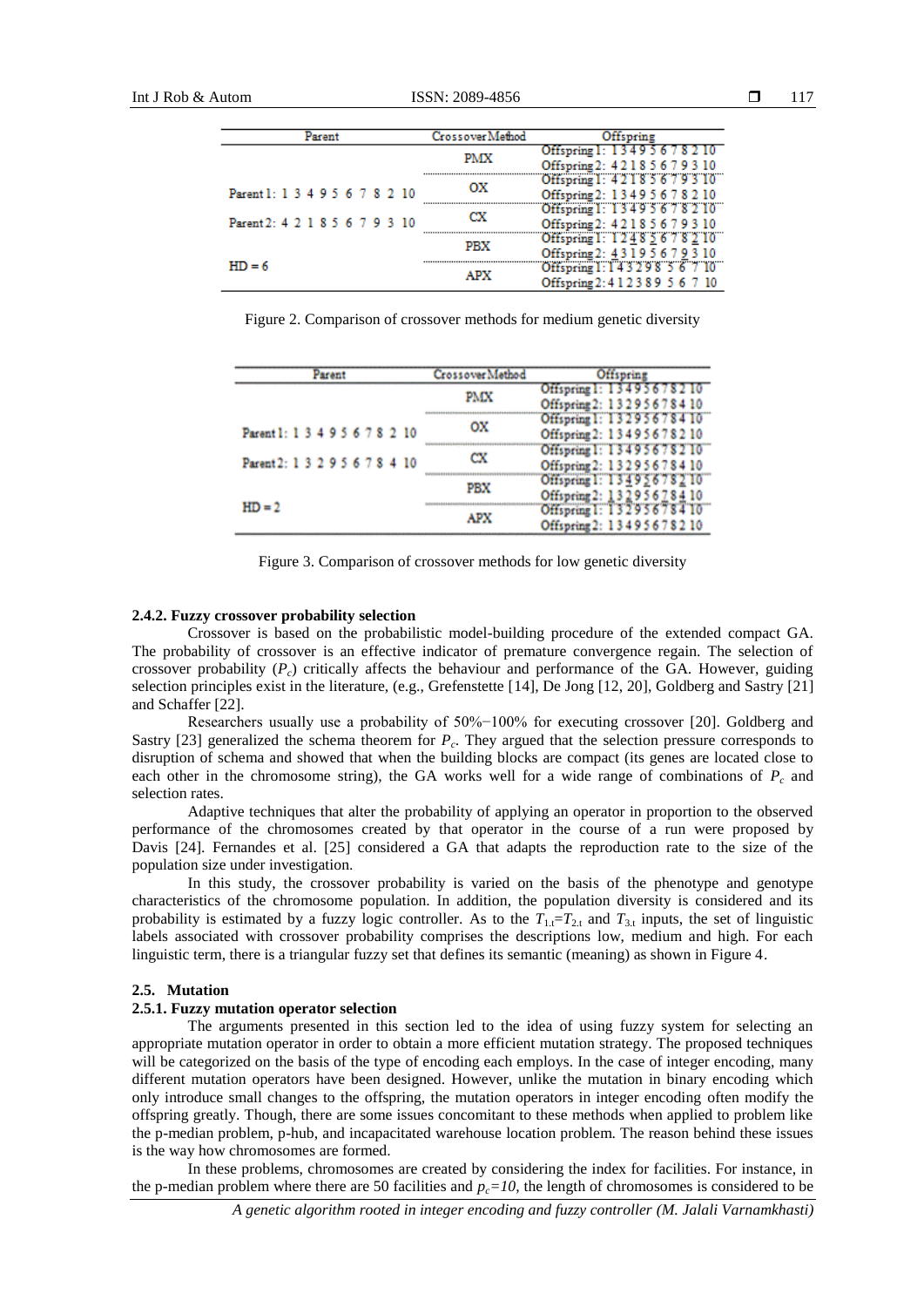| Parent | Crossover Method | Offspring |
|---|---|---|
| Parent 1: 1 3 4 9 5 6 7 8 2 10<br>Parent 2: 4 2 1 8 5 6 7 9 3 10<br>HD = 6 | PMX | Offspring 1: 1 3 4 9 5 6 7 8 2 10<br>Offspring 2: 4 2 1 8 5 6 7 9 3 10 |
| | OX | Offspring 1: 4 2 1 8 5 6 7 9 3 10<br>Offspring 2: 1 3 4 9 5 6 7 8 2 10 |
| | CX | Offspring 1: 1 3 4 9 5 6 7 8 2 10<br>Offspring 2: 4 2 1 8 5 6 7 9 3 10 |
| | PBX | Offspring 1: 1 2 4 8 5 6 7 8 2 10<br>Offspring 2: 4 3 1 9 5 6 7 9 3 10 |
| | APX | Offspring 1: 1 4 3 2 9 8 5 6 7 10<br>Offspring 2: 4 1 2 3 8 9 5 6 7 10 |

Figure 2. Comparison of crossover methods for medium genetic diversity

| Parent | Crossover Method | Offspring |
|---|---|---|
| Parent 1: 1 3 4 9 5 6 7 8 2 10<br>Parent 2: 1 3 2 9 5 6 7 8 4 10<br>HD = 2 | PMX | Offspring 1: 1 3 4 9 5 6 7 8 2 10<br>Offspring 2: 1 3 2 9 5 6 7 8 4 10 |
| | OX | Offspring 1: 1 3 2 9 5 6 7 8 4 10<br>Offspring 2: 1 3 4 9 5 6 7 8 2 10 |
| | CX | Offspring 1: 1 3 4 9 5 6 7 8 2 10<br>Offspring 2: 1 3 2 9 5 6 7 8 4 10 |
| | PBX | Offspring 1: 1 3 4 9 5 6 7 8 2 10<br>Offspring 2: 1 3 2 9 5 6 7 8 4 10 |
| | APX | Offspring 1: 1 3 2 9 5 6 7 8 4 10<br>Offspring 2: 1 3 4 9 5 6 7 8 2 10 |

Figure 3. Comparison of crossover methods for low genetic diversity

#### 2.4.2. Fuzzy crossover probability selection

Crossover is based on the probabilistic model-building procedure of the extended compact GA. The probability of crossover is an effective indicator of premature convergence regain. The selection of crossover probability ($P_c$) critically affects the behaviour and performance of the GA. However, guiding selection principles exist in the literature, (e.g., Grefenstette [14], De Jong [12, 20], Goldberg and Sastry [21] and Schaffer [22].

Researchers usually use a probability of 50%−100% for executing crossover [20]. Goldberg and Sastry [23] generalized the schema theorem for $P_c$. They argued that the selection pressure corresponds to disruption of schema and showed that when the building blocks are compact (its genes are located close to each other in the chromosome string), the GA works well for a wide range of combinations of $P_c$ and selection rates.

Adaptive techniques that alter the probability of applying an operator in proportion to the observed performance of the chromosomes created by that operator in the course of a run were proposed by Davis [24]. Fernandes et al. [25] considered a GA that adapts the reproduction rate to the size of the population size under investigation.

In this study, the crossover probability is varied on the basis of the phenotype and genotype characteristics of the chromosome population. In addition, the population diversity is considered and its probability is estimated by a fuzzy logic controller. As to the $T_{1,t}$=$T_{2,t}$ and $T_{3,t}$ inputs, the set of linguistic labels associated with crossover probability comprises the descriptions low, medium and high. For each linguistic term, there is a triangular fuzzy set that defines its semantic (meaning) as shown in Figure 4.

### 2.5. Mutation

#### 2.5.1. Fuzzy mutation operator selection

The arguments presented in this section led to the idea of using fuzzy system for selecting an appropriate mutation operator in order to obtain a more efficient mutation strategy. The proposed techniques will be categorized on the basis of the type of encoding each employs. In the case of integer encoding, many different mutation operators have been designed. However, unlike the mutation in binary encoding which only introduce small changes to the offspring, the mutation operators in integer encoding often modify the offspring greatly. Though, there are some issues concomitant to these methods when applied to problem like the p-median problem, p-hub, and incapacitated warehouse location problem. The reason behind these issues is the way how chromosomes are formed.

In these problems, chromosomes are created by considering the index for facilities. For instance, in the p-median problem where there are 50 facilities and $p_c$=$10$, the length of chromosomes is considered to be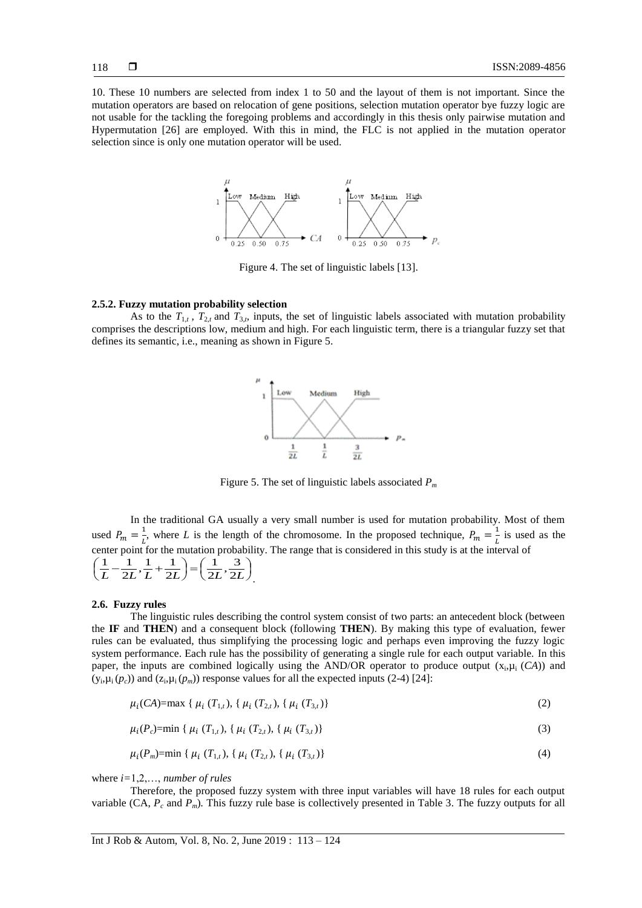10. These 10 numbers are selected from index 1 to 50 and the layout of them is not important. Since the mutation operators are based on relocation of gene positions, selection mutation operator bye fuzzy logic are not usable for the tackling the foregoing problems and accordingly in this thesis only pairwise mutation and Hypermutation [26] are employed. With this in mind, the FLC is not applied in the mutation operator selection since is only one mutation operator will be used.

Figure 4. The set of linguistic labels [13].

### 2.5.2. Fuzzy mutation probability selection

As to the $T_{1,t}$ , $T_{2,t}$ and $T_{3,t}$, inputs, the set of linguistic labels associated with mutation probability comprises the descriptions low, medium and high. For each linguistic term, there is a triangular fuzzy set that defines its semantic, i.e., meaning as shown in Figure 5.

Figure 5. The set of linguistic labels associated $P_m$

In the traditional GA usually a very small number is used for mutation probability. Most of them used $P_m = \frac{1}{L}$, where $L$ is the length of the chromosome. In the proposed technique, $P_m = \frac{1}{L}$ is used as the center point for the mutation probability. The range that is considered in this study is at the interval of $\left(\frac{1}{L}-\frac{1}{2L},\frac{1}{L}+\frac{1}{2L}\right)=\left(\frac{1}{2L},\frac{3}{2L}\right)$.

## 2.6. Fuzzy rules

The linguistic rules describing the control system consist of two parts: an antecedent block (between the **IF** and **THEN**) and a consequent block (following **THEN**). By making this type of evaluation, fewer rules can be evaluated, thus simplifying the processing logic and perhaps even improving the fuzzy logic system performance. Each rule has the possibility of generating a single rule for each output variable. In this paper, the inputs are combined logically using the AND/OR operator to produce output ($x_i$,$\mu_i$ ($CA$)) and ($y_i$,$\mu_i$ ($p_c$)) and ($z_i$,$\mu_i$ ($p_m$)) response values for all the expected inputs (2-4) [24]:

$$\mu_i(CA)=\max \{ \mu_i (T_{1,t}), \{ \mu_i (T_{2,t}), \{ \mu_i (T_{3,t})\} \quad (2)$$

$$\mu_i(P_c)=\min \{ \mu_i (T_{1,t}), \{ \mu_i (T_{2,t}), \{ \mu_i (T_{3,t})\} \quad (3)$$

$$\mu_i(P_m)=\min \{ \mu_i (T_{1,t}), \{ \mu_i (T_{2,t}), \{ \mu_i (T_{3,t})\} \quad (4)$$

where $i$=1,2,…, *number of rules*

Therefore, the proposed fuzzy system with three input variables will have 18 rules for each output variable (CA, $P_c$ and $P_m$). This fuzzy rule base is collectively presented in Table 3. The fuzzy outputs for all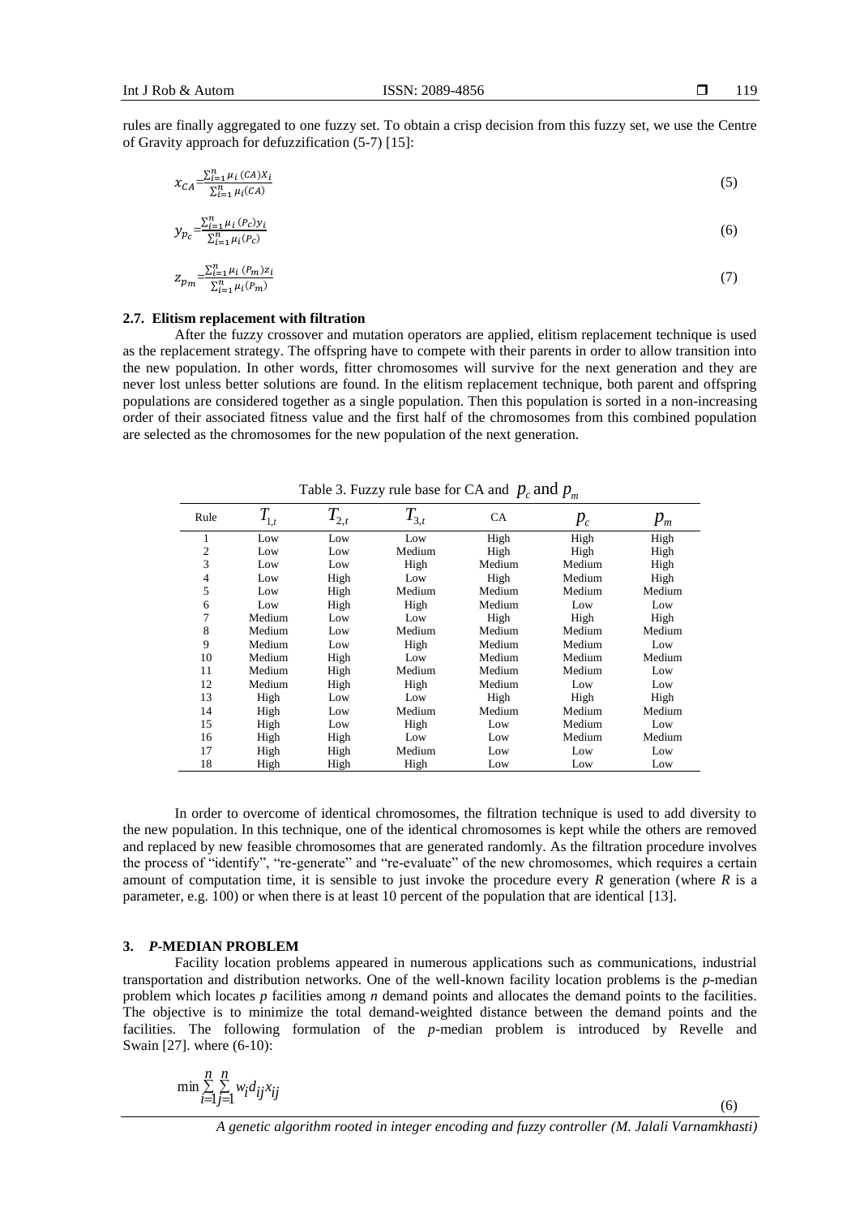rules are finally aggregated to one fuzzy set. To obtain a crisp decision from this fuzzy set, we use the Centre of Gravity approach for defuzzification (5-7) [15]:

$$x_{CA}=\frac{\sum_{i=1}^{n}\mu_i(CA)x_i}{\sum_{i=1}^{n}\mu_i(CA)} \tag{5}$$

$$y_{p_c}=\frac{\sum_{i=1}^{n}\mu_i(P_c)y_i}{\sum_{i=1}^{n}\mu_i(P_c)} \tag{6}$$

$$z_{p_m}=\frac{\sum_{i=1}^{n}\mu_i(P_m)z_i}{\sum_{i=1}^{n}\mu_i(P_m)} \tag{7}$$

### 2.7. Elitism replacement with filtration

After the fuzzy crossover and mutation operators are applied, elitism replacement technique is used as the replacement strategy. The offspring have to compete with their parents in order to allow transition into the new population. In other words, fitter chromosomes will survive for the next generation and they are never lost unless better solutions are found. In the elitism replacement technique, both parent and offspring populations are considered together as a single population. Then this population is sorted in a non-increasing order of their associated fitness value and the first half of the chromosomes from this combined population are selected as the chromosomes for the new population of the next generation.

Table 3. Fuzzy rule base for CA and $p_c$ and $p_m$

| Rule | $T_{1,t}$ | $T_{2,t}$ | $T_{3,t}$ | CA | $p_c$ | $p_m$ |
|---|---|---|---|---|---|---|
| 1 | Low | Low | Low | High | High | High |
| 2 | Low | Low | Medium | High | High | High |
| 3 | Low | Low | High | Medium | Medium | High |
| 4 | Low | High | Low | High | Medium | High |
| 5 | Low | High | Medium | Medium | Medium | Medium |
| 6 | Low | High | High | Medium | Low | Low |
| 7 | Medium | Low | Low | High | High | High |
| 8 | Medium | Low | Medium | Medium | Medium | Medium |
| 9 | Medium | Low | High | Medium | Medium | Low |
| 10 | Medium | High | Low | Medium | Medium | Medium |
| 11 | Medium | High | Medium | Medium | Medium | Low |
| 12 | Medium | High | High | Medium | Low | Low |
| 13 | High | Low | Low | High | High | High |
| 14 | High | Low | Medium | Medium | Medium | Medium |
| 15 | High | Low | High | Low | Medium | Low |
| 16 | High | High | Low | Low | Medium | Medium |
| 17 | High | High | Medium | Low | Low | Low |
| 18 | High | High | High | Low | Low | Low |

In order to overcome of identical chromosomes, the filtration technique is used to add diversity to the new population. In this technique, one of the identical chromosomes is kept while the others are removed and replaced by new feasible chromosomes that are generated randomly. As the filtration procedure involves the process of "identify", "re-generate" and "re-evaluate" of the new chromosomes, which requires a certain amount of computation time, it is sensible to just invoke the procedure every *R* generation (where *R* is a parameter, e.g. 100) or when there is at least 10 percent of the population that are identical [13].

## 3. *P*-MEDIAN PROBLEM

Facility location problems appeared in numerous applications such as communications, industrial transportation and distribution networks. One of the well-known facility location problems is the *p*-median problem which locates *p* facilities among *n* demand points and allocates the demand points to the facilities. The objective is to minimize the total demand-weighted distance between the demand points and the facilities. The following formulation of the *p*-median problem is introduced by Revelle and Swain [27]. where (6-10):

$$\min \sum_{i=1}^{n}\sum_{j=1}^{n} w_i d_{ij} x_{ij} \tag{6}$$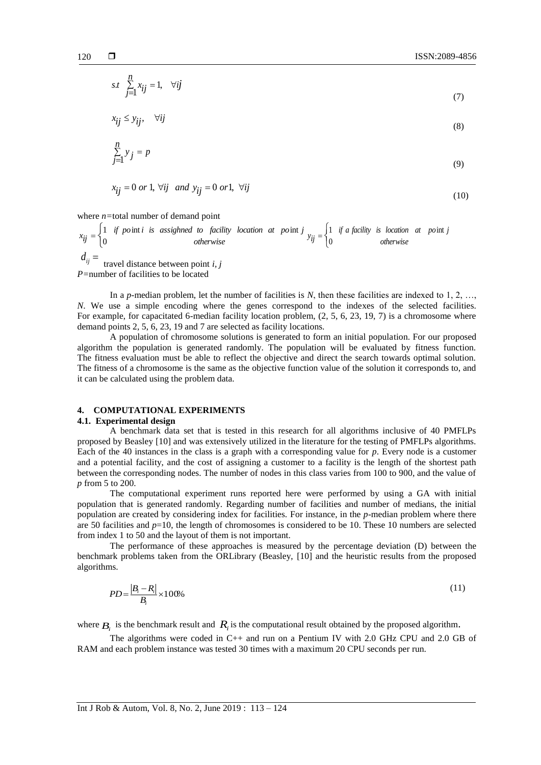$$s.t \sum_{j=1}^{n} x_{ij} = 1, \quad \forall ij \tag{7}$$

$$x_{ij} \leq y_{ij}, \quad \forall ij \tag{8}$$

$$\sum_{j=1}^{n} y_j = p \tag{9}$$

$$x_{ij} = 0 \; or \; 1, \; \forall ij \;\; and \;\; y_{ij} = 0 \; or 1, \; \forall ij \tag{10}$$

where $n$=total number of demand point

$x_{ij} = \begin{cases} 1 & if \; point \; i \; is \; assighned \; to \; facility \; location \; at \; point \; j \\ 0 & otherwise \end{cases}$ $y_{ij} = \begin{cases} 1 & if \; a \; facility \; is \; location \; at \; point \; j \\ 0 & otherwise \end{cases}$

$d_{ij} =$ travel distance between point $i, j$

$P$=number of facilities to be located

In a $p$-median problem, let the number of facilities is $N$, then these facilities are indexed to 1, 2, …, $N$. We use a simple encoding where the genes correspond to the indexes of the selected facilities. For example, for capacitated 6-median facility location problem, (2, 5, 6, 23, 19, 7) is a chromosome where demand points 2, 5, 6, 23, 19 and 7 are selected as facility locations.

A population of chromosome solutions is generated to form an initial population. For our proposed algorithm the population is generated randomly. The population will be evaluated by fitness function. The fitness evaluation must be able to reflect the objective and direct the search towards optimal solution. The fitness of a chromosome is the same as the objective function value of the solution it corresponds to, and it can be calculated using the problem data.

## 4. COMPUTATIONAL EXPERIMENTS

### 4.1. Experimental design

A benchmark data set that is tested in this research for all algorithms inclusive of 40 PMFLPs proposed by Beasley [10] and was extensively utilized in the literature for the testing of PMFLPs algorithms. Each of the 40 instances in the class is a graph with a corresponding value for $p$. Every node is a customer and a potential facility, and the cost of assigning a customer to a facility is the length of the shortest path between the corresponding nodes. The number of nodes in this class varies from 100 to 900, and the value of $p$ from 5 to 200.

The computational experiment runs reported here were performed by using a GA with initial population that is generated randomly. Regarding number of facilities and number of medians, the initial population are created by considering index for facilities. For instance, in the $p$-median problem where there are 50 facilities and $p$=10, the length of chromosomes is considered to be 10. These 10 numbers are selected from index 1 to 50 and the layout of them is not important.

The performance of these approaches is measured by the percentage deviation (D) between the benchmark problems taken from the ORLibrary (Beasley, [10] and the heuristic results from the proposed algorithms.

$$PD = \frac{|B_i - R_i|}{B_i} \times 100\% \tag{11}$$

where $B_i$ is the benchmark result and $R_i$ is the computational result obtained by the proposed algorithm.

The algorithms were coded in C++ and run on a Pentium IV with 2.0 GHz CPU and 2.0 GB of RAM and each problem instance was tested 30 times with a maximum 20 CPU seconds per run.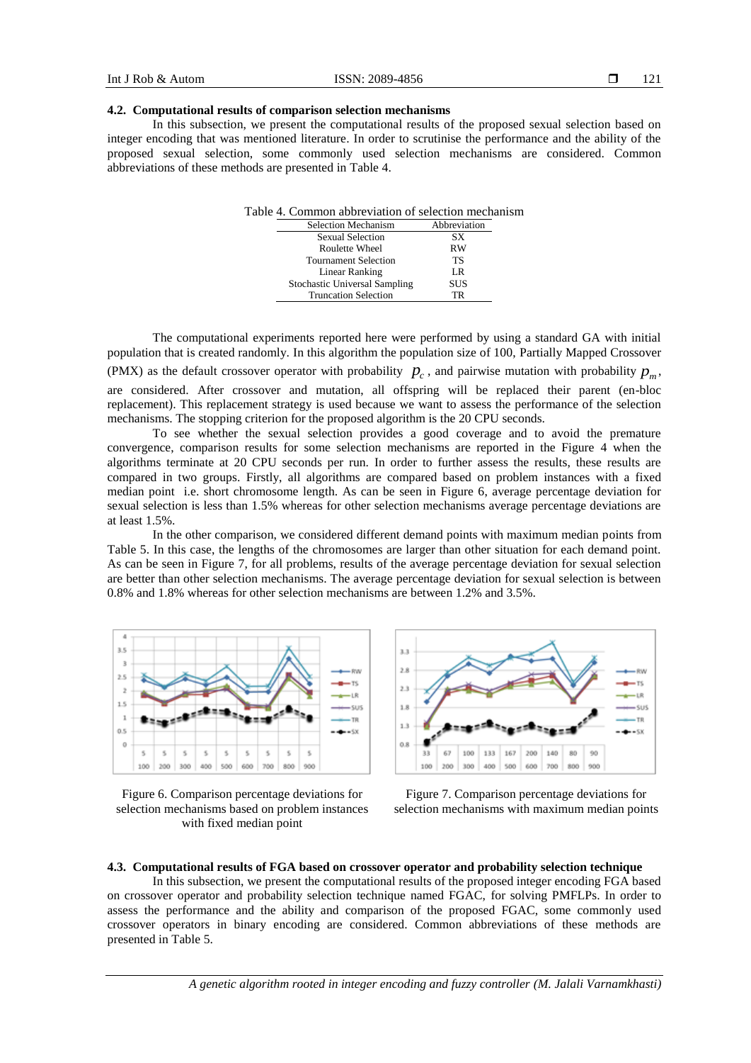### 4.2. Computational results of comparison selection mechanisms

In this subsection, we present the computational results of the proposed sexual selection based on integer encoding that was mentioned literature. In order to scrutinise the performance and the ability of the proposed sexual selection, some commonly used selection mechanisms are considered. Common abbreviations of these methods are presented in Table 4.

Table 4. Common abbreviation of selection mechanism

| Selection Mechanism | Abbreviation |
|---|---|
| Sexual Selection | SX |
| Roulette Wheel | RW |
| Tournament Selection | TS |
| Linear Ranking | LR |
| Stochastic Universal Sampling | SUS |
| Truncation Selection | TR |

The computational experiments reported here were performed by using a standard GA with initial population that is created randomly. In this algorithm the population size of 100, Partially Mapped Crossover (PMX) as the default crossover operator with probability $p_c$, and pairwise mutation with probability $p_m$, are considered. After crossover and mutation, all offspring will be replaced their parent (en-bloc replacement). This replacement strategy is used because we want to assess the performance of the selection mechanisms. The stopping criterion for the proposed algorithm is the 20 CPU seconds.

To see whether the sexual selection provides a good coverage and to avoid the premature convergence, comparison results for some selection mechanisms are reported in the Figure 4 when the algorithms terminate at 20 CPU seconds per run. In order to further assess the results, these results are compared in two groups. Firstly, all algorithms are compared based on problem instances with a fixed median point i.e. short chromosome length. As can be seen in Figure 6, average percentage deviation for sexual selection is less than 1.5% whereas for other selection mechanisms average percentage deviations are at least 1.5%.

In the other comparison, we considered different demand points with maximum median points from Table 5. In this case, the lengths of the chromosomes are larger than other situation for each demand point. As can be seen in Figure 7, for all problems, results of the average percentage deviation for sexual selection are better than other selection mechanisms. The average percentage deviation for sexual selection is between 0.8% and 1.8% whereas for other selection mechanisms are between 1.2% and 3.5%.

Figure 6. Comparison percentage deviations for selection mechanisms based on problem instances with fixed median point

Figure 7. Comparison percentage deviations for selection mechanisms with maximum median points

### 4.3. Computational results of FGA based on crossover operator and probability selection technique

In this subsection, we present the computational results of the proposed integer encoding FGA based on crossover operator and probability selection technique named FGAC, for solving PMFLPs. In order to assess the performance and the ability and comparison of the proposed FGAC, some commonly used crossover operators in binary encoding are considered. Common abbreviations of these methods are presented in Table 5.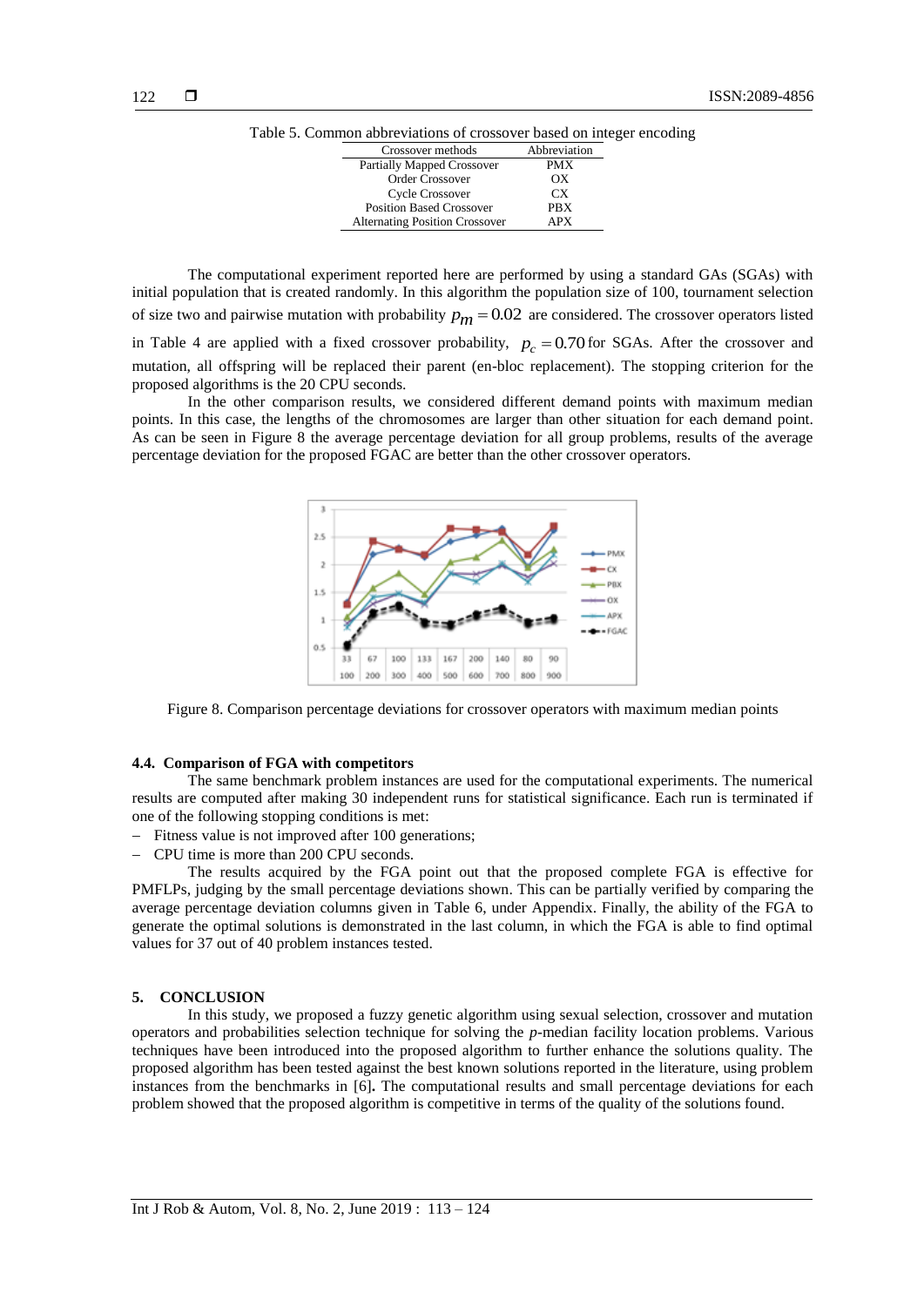Table 5. Common abbreviations of crossover based on integer encoding

| Crossover methods | Abbreviation |
|---|---|
| Partially Mapped Crossover | PMX |
| Order Crossover | OX |
| Cycle Crossover | CX |
| Position Based Crossover | PBX |
| Alternating Position Crossover | APX |

The computational experiment reported here are performed by using a standard GAs (SGAs) with initial population that is created randomly. In this algorithm the population size of 100, tournament selection of size two and pairwise mutation with probability $p_m = 0.02$ are considered. The crossover operators listed in Table 4 are applied with a fixed crossover probability, $p_c = 0.70$ for SGAs. After the crossover and mutation, all offspring will be replaced their parent (en-bloc replacement). The stopping criterion for the proposed algorithms is the 20 CPU seconds.

In the other comparison results, we considered different demand points with maximum median points. In this case, the lengths of the chromosomes are larger than other situation for each demand point. As can be seen in Figure 8 the average percentage deviation for all group problems, results of the average percentage deviation for the proposed FGAC are better than the other crossover operators.

Figure 8. Comparison percentage deviations for crossover operators with maximum median points

### 4.4. Comparison of FGA with competitors

The same benchmark problem instances are used for the computational experiments. The numerical results are computed after making 30 independent runs for statistical significance. Each run is terminated if one of the following stopping conditions is met:

- Fitness value is not improved after 100 generations;
- CPU time is more than 200 CPU seconds.

The results acquired by the FGA point out that the proposed complete FGA is effective for PMFLPs, judging by the small percentage deviations shown. This can be partially verified by comparing the average percentage deviation columns given in Table 6, under Appendix. Finally, the ability of the FGA to generate the optimal solutions is demonstrated in the last column, in which the FGA is able to find optimal values for 37 out of 40 problem instances tested.

## 5. CONCLUSION

In this study, we proposed a fuzzy genetic algorithm using sexual selection, crossover and mutation operators and probabilities selection technique for solving the *p*-median facility location problems. Various techniques have been introduced into the proposed algorithm to further enhance the solutions quality. The proposed algorithm has been tested against the best known solutions reported in the literature, using problem instances from the benchmarks in [6]. The computational results and small percentage deviations for each problem showed that the proposed algorithm is competitive in terms of the quality of the solutions found.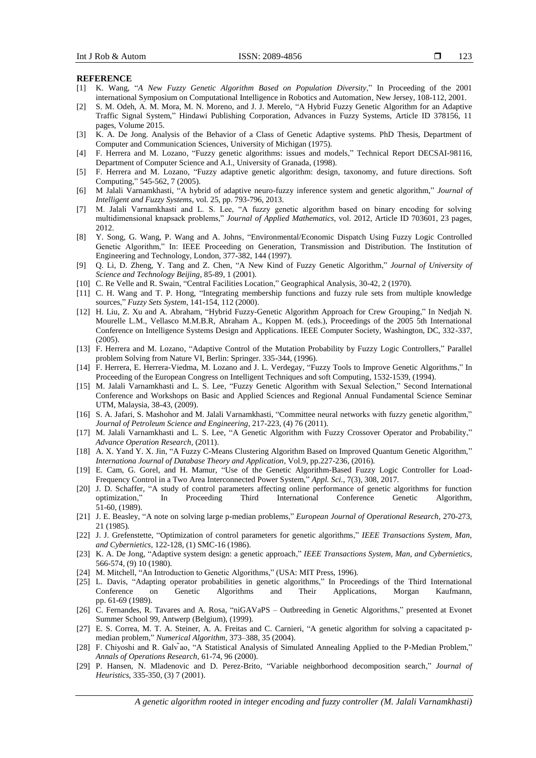**REFERENCE**

[1] K. Wang, "*A New Fuzzy Genetic Algorithm Based on Population Diversity*," In Proceeding of the 2001 international Symposium on Computational Intelligence in Robotics and Automation, New Jersey, 108-112, 2001.

[2] S. M. Odeh, A. M. Mora, M. N. Moreno, and J. J. Merelo, "A Hybrid Fuzzy Genetic Algorithm for an Adaptive Traffic Signal System," Hindawi Publishing Corporation, Advances in Fuzzy Systems, Article ID 378156, 11 pages, Volume 2015.

[3] K. A. De Jong. Analysis of the Behavior of a Class of Genetic Adaptive systems. PhD Thesis, Department of Computer and Communication Sciences, University of Michigan (1975).

[4] F. Herrera and M. Lozano, "Fuzzy genetic algorithms: issues and models," Technical Report DECSAI-98116, Department of Computer Science and A.I., University of Granada, (1998).

[5] F. Herrera and M. Lozano, "Fuzzy adaptive genetic algorithm: design, taxonomy, and future directions. Soft Computing," 545-562, 7 (2005).

[6] M Jalali Varnamkhasti, "A hybrid of adaptive neuro-fuzzy inference system and genetic algorithm," *Journal of Intelligent and Fuzzy Systems*, vol. 25, pp. 793-796, 2013.

[7] M. Jalali Varnamkhasti and L. S. Lee, "A fuzzy genetic algorithm based on binary encoding for solving multidimensional knapsack problems," *Journal of Applied Mathematics*, vol. 2012, Article ID 703601, 23 pages, 2012.

[8] Y. Song, G. Wang, P. Wang and A. Johns, "Environmental/Economic Dispatch Using Fuzzy Logic Controlled Genetic Algorithm," In: IEEE Proceeding on Generation, Transmission and Distribution. The Institution of Engineering and Technology, London, 377-382, 144 (1997).

[9] Q. Li, D. Zheng, Y. Tang and Z. Chen, "A New Kind of Fuzzy Genetic Algorithm," *Journal of University of Science and Technology Beijing*, 85-89, 1 (2001).

[10] C. Re Velle and R. Swain, "Central Facilities Location," Geographical Analysis, 30-42, 2 (1970).

[11] C. H. Wang and T. P. Hong, "Integrating membership functions and fuzzy rule sets from multiple knowledge sources," *Fuzzy Sets System*, 141-154, 112 (2000).

[12] H. Liu, Z. Xu and A. Abraham, "Hybrid Fuzzy-Genetic Algorithm Approach for Crew Grouping," In Nedjah N. Mourelle L.M., Vellasco M.M.B.R, Abraham A., Koppen M. (eds.), Proceedings of the 2005 5th International Conference on Intelligence Systems Design and Applications. IEEE Computer Society, Washington, DC, 332-337, (2005).

[13] F. Herrera and M. Lozano, "Adaptive Control of the Mutation Probability by Fuzzy Logic Controllers," Parallel problem Solving from Nature VI, Berlin: Springer. 335-344, (1996).

[14] F. Herrera, E. Herrera-Viedma, M. Lozano and J. L. Verdegay, "Fuzzy Tools to Improve Genetic Algorithms," In Proceeding of the European Congress on Intelligent Techniques and soft Computing, 1532-1539, (1994).

[15] M. Jalali Varnamkhasti and L. S. Lee, "Fuzzy Genetic Algorithm with Sexual Selection," Second International Conference and Workshops on Basic and Applied Sciences and Regional Annual Fundamental Science Seminar UTM, Malaysia, 38-43, (2009).

[16] S. A. Jafari, S. Mashohor and M. Jalali Varnamkhasti, "Committee neural networks with fuzzy genetic algorithm," *Journal of Petroleum Science and Engineering*, 217-223, (4) 76 (2011).

[17] M. Jalali Varnamkhasti and L. S. Lee, "A Genetic Algorithm with Fuzzy Crossover Operator and Probability," *Advance Operation Research*, (2011).

[18] A. X. Yand Y. X. Jin, "A Fuzzy C-Means Clustering Algorithm Based on Improved Quantum Genetic Algorithm," *Internationa Journal of Database Theory and Application*, Vol.9, pp.227-236, (2016).

[19] E. Cam, G. Gorel, and H. Mamur, "Use of the Genetic Algorithm-Based Fuzzy Logic Controller for Load-Frequency Control in a Two Area Interconnected Power System," *Appl. Sci.*, 7(3), 308, 2017.

[20] J. D. Schaffer, "A study of control parameters affecting online performance of genetic algorithms for function optimization," In Proceeding Third International Conference Genetic Algorithm, 51-60, (1989).

[21] J. E. Beasley, "A note on solving large p-median problems," *European Journal of Operational Research*, 270-273, 21 (1985).

[22] J. J. Grefenstette, "Optimization of control parameters for genetic algorithms," *IEEE Transactions System, Man, and Cybernietics*, 122-128, (1) SMC-16 (1986).

[23] K. A. De Jong, "Adaptive system design: a genetic approach," *IEEE Transactions System, Man, and Cybernietics*, 566-574, (9) 10 (1980).

[24] M. Mitchell, "An Introduction to Genetic Algorithms," (USA: MIT Press, 1996).

[25] L. Davis, "Adapting operator probabilities in genetic algorithms," In Proceedings of the Third International Conference on Genetic Algorithms and Their Applications, Morgan Kaufmann, pp. 61-69 (1989).

[26] C. Fernandes, R. Tavares and A. Rosa, "niGAVaPS – Outbreeding in Genetic Algorithms," presented at Evonet Summer School 99, Antwerp (Belgium), (1999).

[27] E. S. Correa, M. T. A. Steiner, A. A. Freitas and C. Carnieri, "A genetic algorithm for solving a capacitated p-median problem," *Numerical Algorithm*, 373–388, 35 (2004).

[28] F. Chiyoshi and R. Galvão, "A Statistical Analysis of Simulated Annealing Applied to the P-Median Problem," *Annals of Operations Research*, 61-74, 96 (2000).

[29] P. Hansen, N. Mladenovic and D. Perez-Brito, "Variable neighborhood decomposition search," *Journal of Heuristics*, 335-350, (3) 7 (2001).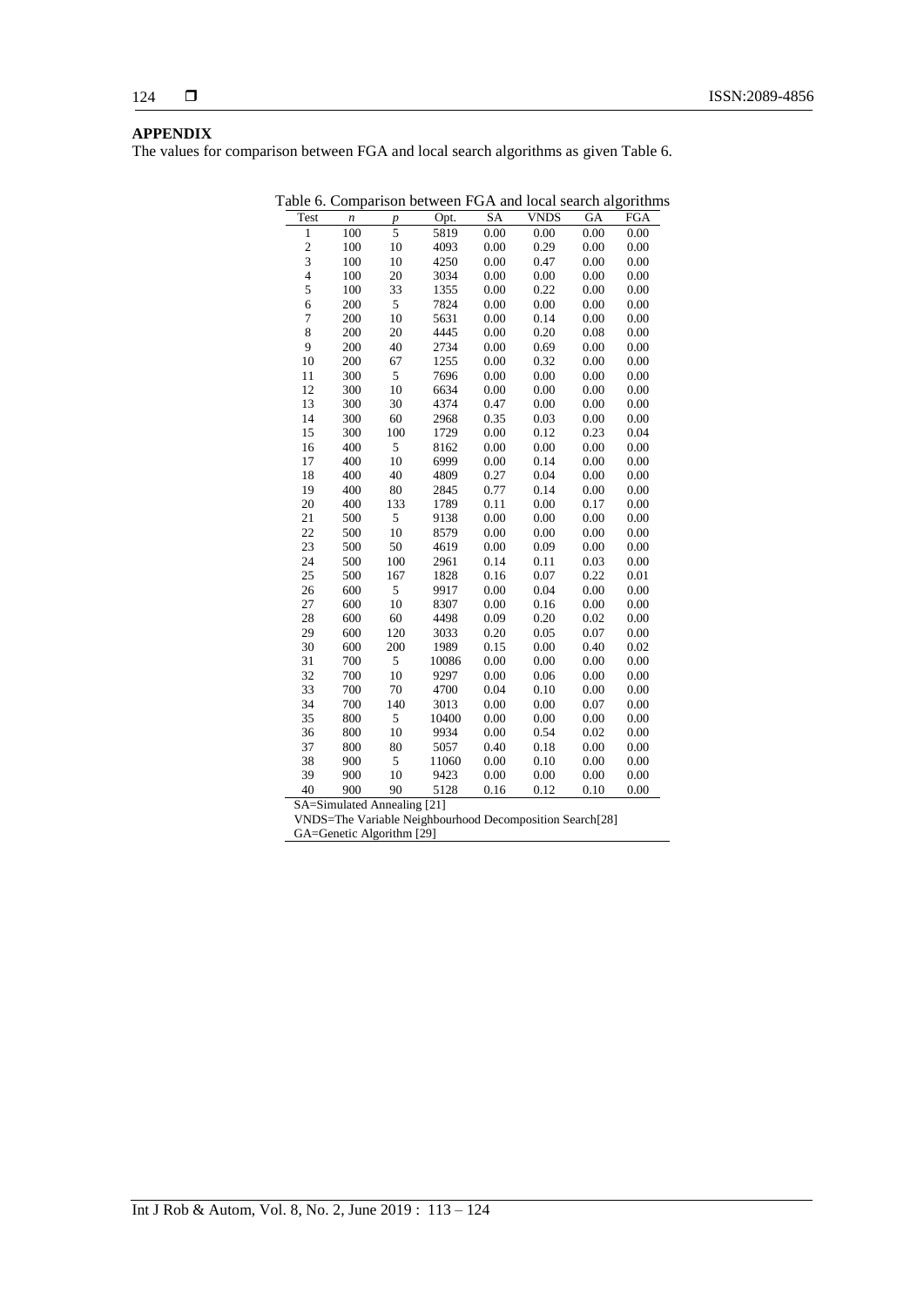## APPENDIX

The values for comparison between FGA and local search algorithms as given Table 6.

Table 6. Comparison between FGA and local search algorithms

| Test | *n* | *p* | Opt. | SA | VNDS | GA | FGA |
|---|---|---|---|---|---|---|---|
| 1 | 100 | 5 | 5819 | 0.00 | 0.00 | 0.00 | 0.00 |
| 2 | 100 | 10 | 4093 | 0.00 | 0.29 | 0.00 | 0.00 |
| 3 | 100 | 10 | 4250 | 0.00 | 0.47 | 0.00 | 0.00 |
| 4 | 100 | 20 | 3034 | 0.00 | 0.00 | 0.00 | 0.00 |
| 5 | 100 | 33 | 1355 | 0.00 | 0.22 | 0.00 | 0.00 |
| 6 | 200 | 5 | 7824 | 0.00 | 0.00 | 0.00 | 0.00 |
| 7 | 200 | 10 | 5631 | 0.00 | 0.14 | 0.00 | 0.00 |
| 8 | 200 | 20 | 4445 | 0.00 | 0.20 | 0.08 | 0.00 |
| 9 | 200 | 40 | 2734 | 0.00 | 0.69 | 0.00 | 0.00 |
| 10 | 200 | 67 | 1255 | 0.00 | 0.32 | 0.00 | 0.00 |
| 11 | 300 | 5 | 7696 | 0.00 | 0.00 | 0.00 | 0.00 |
| 12 | 300 | 10 | 6634 | 0.00 | 0.00 | 0.00 | 0.00 |
| 13 | 300 | 30 | 4374 | 0.47 | 0.00 | 0.00 | 0.00 |
| 14 | 300 | 60 | 2968 | 0.35 | 0.03 | 0.00 | 0.00 |
| 15 | 300 | 100 | 1729 | 0.00 | 0.12 | 0.23 | 0.04 |
| 16 | 400 | 5 | 8162 | 0.00 | 0.00 | 0.00 | 0.00 |
| 17 | 400 | 10 | 6999 | 0.00 | 0.14 | 0.00 | 0.00 |
| 18 | 400 | 40 | 4809 | 0.27 | 0.04 | 0.00 | 0.00 |
| 19 | 400 | 80 | 2845 | 0.77 | 0.14 | 0.00 | 0.00 |
| 20 | 400 | 133 | 1789 | 0.11 | 0.00 | 0.17 | 0.00 |
| 21 | 500 | 5 | 9138 | 0.00 | 0.00 | 0.00 | 0.00 |
| 22 | 500 | 10 | 8579 | 0.00 | 0.00 | 0.00 | 0.00 |
| 23 | 500 | 50 | 4619 | 0.00 | 0.09 | 0.00 | 0.00 |
| 24 | 500 | 100 | 2961 | 0.14 | 0.11 | 0.03 | 0.00 |
| 25 | 500 | 167 | 1828 | 0.16 | 0.07 | 0.22 | 0.01 |
| 26 | 600 | 5 | 9917 | 0.00 | 0.04 | 0.00 | 0.00 |
| 27 | 600 | 10 | 8307 | 0.00 | 0.16 | 0.00 | 0.00 |
| 28 | 600 | 60 | 4498 | 0.09 | 0.20 | 0.02 | 0.00 |
| 29 | 600 | 120 | 3033 | 0.20 | 0.05 | 0.07 | 0.00 |
| 30 | 600 | 200 | 1989 | 0.15 | 0.00 | 0.40 | 0.02 |
| 31 | 700 | 5 | 10086 | 0.00 | 0.00 | 0.00 | 0.00 |
| 32 | 700 | 10 | 9297 | 0.00 | 0.06 | 0.00 | 0.00 |
| 33 | 700 | 70 | 4700 | 0.04 | 0.10 | 0.00 | 0.00 |
| 34 | 700 | 140 | 3013 | 0.00 | 0.00 | 0.07 | 0.00 |
| 35 | 800 | 5 | 10400 | 0.00 | 0.00 | 0.00 | 0.00 |
| 36 | 800 | 10 | 9934 | 0.00 | 0.54 | 0.02 | 0.00 |
| 37 | 800 | 80 | 5057 | 0.40 | 0.18 | 0.00 | 0.00 |
| 38 | 900 | 5 | 11060 | 0.00 | 0.10 | 0.00 | 0.00 |
| 39 | 900 | 10 | 9423 | 0.00 | 0.00 | 0.00 | 0.00 |
| 40 | 900 | 90 | 5128 | 0.16 | 0.12 | 0.10 | 0.00 |

SA=Simulated Annealing [21]
VNDS=The Variable Neighbourhood Decomposition Search[28]
GA=Genetic Algorithm [29]